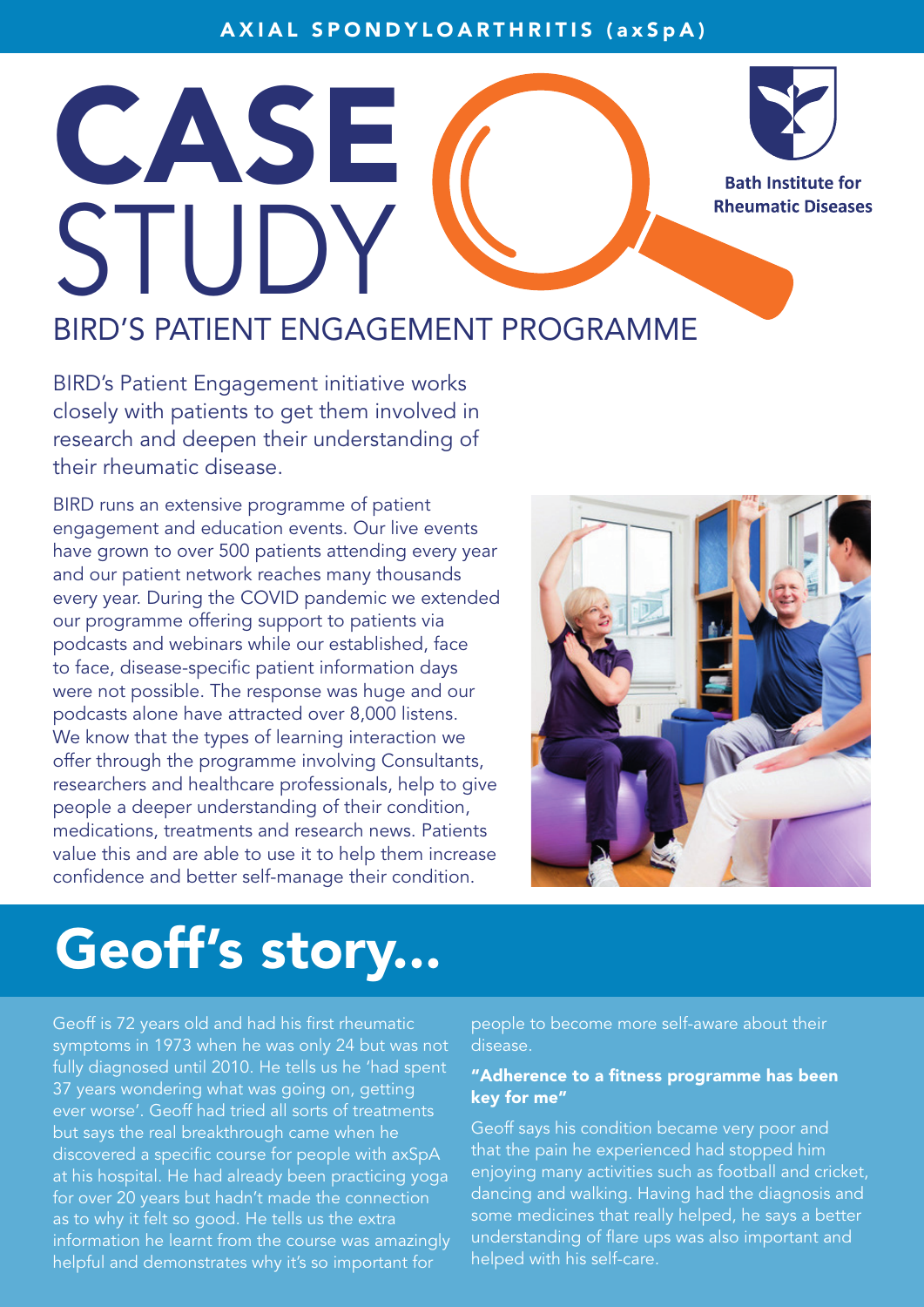AXIAL SPONDYLOARTHRITIS (axSpA)

# CASE STUDY

Bath Institute for Rheumatic Diseases

## BIRD'S PATIENT ENGAGEMENT PROGRAMME

BIRD's Patient Engagement initiative works closely with patients to get them involved in research and deepen their understanding of their rheumatic disease.

BIRD runs an extensive programme of patient engagement and education events. Our live events have grown to over 500 patients attending every year and our patient network reaches many thousands every year. During the COVID pandemic we extended our programme offering support to patients via podcasts and webinars while our established, face to face, disease-specific patient information days were not possible. The response was huge and our podcasts alone have attracted over 8,000 listens. We know that the types of learning interaction we offer through the programme involving Consultants, researchers and healthcare professionals, help to give people a deeper understanding of their condition, medications, treatments and research news. Patients value this and are able to use it to help them increase confidence and better self-manage their condition.

## Geoff's story...

Geoff is 72 years old and had his first rheumatic symptoms in 1973 when he was only 24 but was not fully diagnosed until 2010. He tells us he 'had spent 37 years wondering what was going on, getting ever worse'. Geoff had tried all sorts of treatments but says the real breakthrough came when he discovered a specific course for people with axSpA at his hospital. He had already been practicing yoga for over 20 years but hadn't made the connection as to why it felt so good. He tells us the extra information he learnt from the course was amazingly helpful and demonstrates why it's so important for people to become more self-aware about their disease.

### "Adherence to a fitness programme has been key for me"

Geoff says his condition became very poor and that the pain he experienced had stopped him enjoying many activities such as football and cricket, dancing and walking. Having had the diagnosis and some medicines that really helped, he says a better understanding of flare ups was also important and helped with his self-care.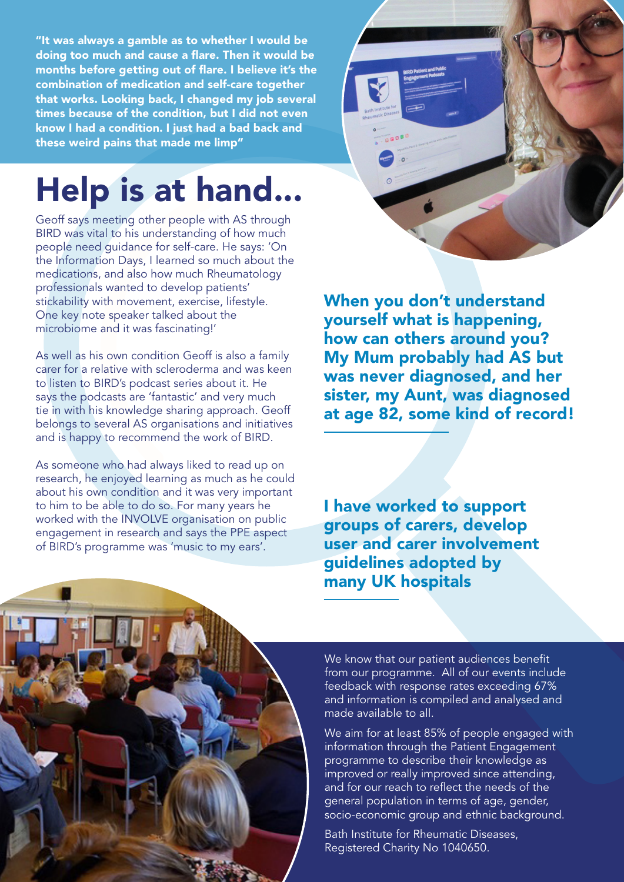**"It was always a gamble as to whether I would be doing too much and cause a flare. Then it would be months before getting out of flare. I believe it's the combination of medication and self-care together that works. Looking back, I changed my job several times because of the condition, but I did not even know I had a condition. I just had a bad back and these weird pains that made me limp"**

# Help is at hand...

Geoff says meeting other people with AS through BIRD was vital to his understanding of how much people need guidance for self-care. He says: 'On the Information Days, I learned so much about the medications, and also how much Rheumatology professionals wanted to develop patients' stickability with movement, exercise, lifestyle. One key note speaker talked about the microbiome and it was fascinating!'

As well as his own condition Geoff is also a family carer for a relative with scleroderma and was keen to listen to BIRD's podcast series about it. He says the podcasts are 'fantastic' and very much tie in with his knowledge sharing approach. Geoff belongs to several AS organisations and initiatives and is happy to recommend the work of BIRD.

As someone who had always liked to read up on research, he enjoyed learning as much as he could about his own condition and it was very important to him to be able to do so. For many years he worked with the INVOLVE organisation on public engagement in research and says the PPE aspect of BIRD's programme was 'music to my ears'.

**When you don't understand yourself what is happening, how can others around you? My Mum probably had AS but was never diagnosed, and her sister, my Aunt, was diagnosed at age 82, some kind of record!**

**I have worked to support groups of carers, develop user and carer involvement guidelines adopted by many UK hospitals**

We know that our patient audiences benefit from our programme. All of our events include feedback with response rates exceeding 67% and information is compiled and analysed and made available to all.

We aim for at least 85% of people engaged with information through the Patient Engagement programme to describe their knowledge as improved or really improved since attending, and for our reach to reflect the needs of the general population in terms of age, gender, socio-economic group and ethnic background.

Bath Institute for Rheumatic Diseases, Registered Charity No 1040650.